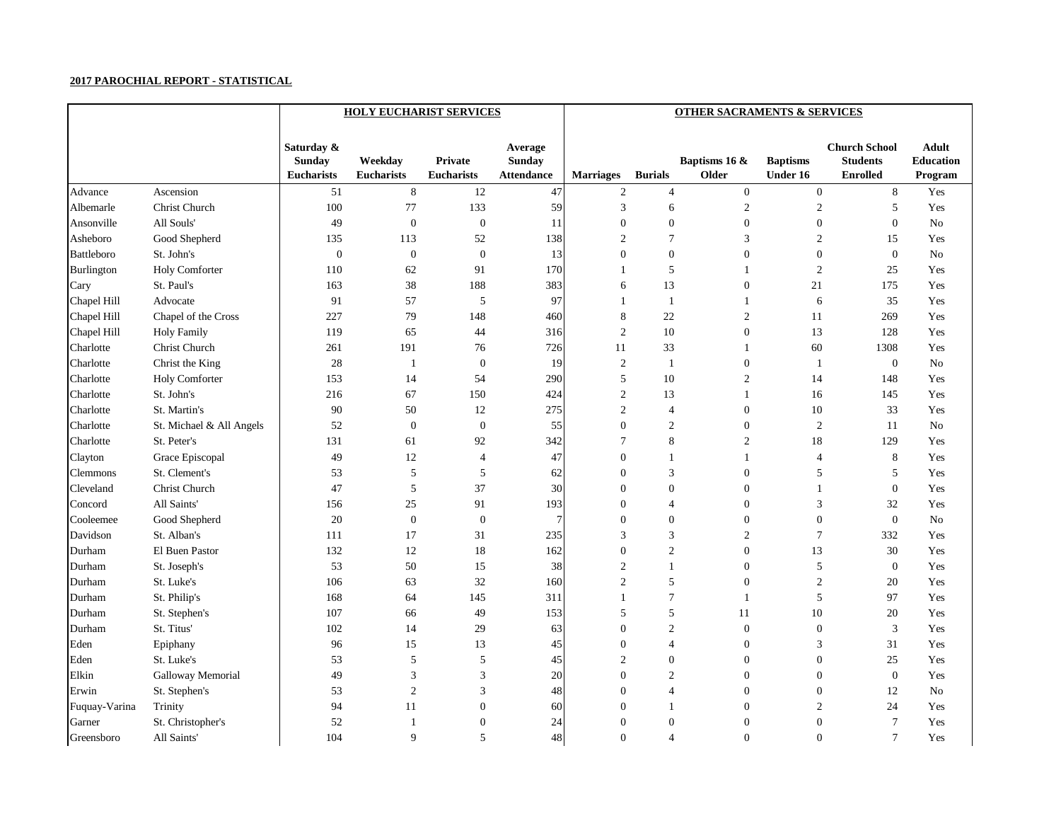**2017 PAROCHIAL REPORT - STATISTICAL**

| | | HOLY EUCHARIST SERVICES | | | | OTHER SACRAMENTS & SERVICES | | | | | |
|---|---|---|---|---|---|---|---|---|---|---|---|
| | | Saturday & Sunday Eucharists | Weekday Eucharists | Private Eucharists | Average Sunday Attendance | Marriages | Burials | Baptisms 16 & Older | Baptisms Under 16 | Church School Students Enrolled | Adult Education Program |
| Advance | Ascension | 51 | 8 | 12 | 47 | 2 | 4 | 0 | 0 | 8 | Yes |
| Albemarle | Christ Church | 100 | 77 | 133 | 59 | 3 | 6 | 2 | 2 | 5 | Yes |
| Ansonville | All Souls' | 49 | 0 | 0 | 11 | 0 | 0 | 0 | 0 | 0 | No |
| Asheboro | Good Shepherd | 135 | 113 | 52 | 138 | 2 | 7 | 3 | 2 | 15 | Yes |
| Battleboro | St. John's | 0 | 0 | 0 | 13 | 0 | 0 | 0 | 0 | 0 | No |
| Burlington | Holy Comforter | 110 | 62 | 91 | 170 | 1 | 5 | 1 | 2 | 25 | Yes |
| Cary | St. Paul's | 163 | 38 | 188 | 383 | 6 | 13 | 0 | 21 | 175 | Yes |
| Chapel Hill | Advocate | 91 | 57 | 5 | 97 | 1 | 1 | 1 | 6 | 35 | Yes |
| Chapel Hill | Chapel of the Cross | 227 | 79 | 148 | 460 | 8 | 22 | 2 | 11 | 269 | Yes |
| Chapel Hill | Holy Family | 119 | 65 | 44 | 316 | 2 | 10 | 0 | 13 | 128 | Yes |
| Charlotte | Christ Church | 261 | 191 | 76 | 726 | 11 | 33 | 1 | 60 | 1308 | Yes |
| Charlotte | Christ the King | 28 | 1 | 0 | 19 | 2 | 1 | 0 | 1 | 0 | No |
| Charlotte | Holy Comforter | 153 | 14 | 54 | 290 | 5 | 10 | 2 | 14 | 148 | Yes |
| Charlotte | St. John's | 216 | 67 | 150 | 424 | 2 | 13 | 1 | 16 | 145 | Yes |
| Charlotte | St. Martin's | 90 | 50 | 12 | 275 | 2 | 4 | 0 | 10 | 33 | Yes |
| Charlotte | St. Michael & All Angels | 52 | 0 | 0 | 55 | 0 | 2 | 0 | 2 | 11 | No |
| Charlotte | St. Peter's | 131 | 61 | 92 | 342 | 7 | 8 | 2 | 18 | 129 | Yes |
| Clayton | Grace Episcopal | 49 | 12 | 4 | 47 | 0 | 1 | 1 | 4 | 8 | Yes |
| Clemmons | St. Clement's | 53 | 5 | 5 | 62 | 0 | 3 | 0 | 5 | 5 | Yes |
| Cleveland | Christ Church | 47 | 5 | 37 | 30 | 0 | 0 | 0 | 1 | 0 | Yes |
| Concord | All Saints' | 156 | 25 | 91 | 193 | 0 | 4 | 0 | 3 | 32 | Yes |
| Cooleemee | Good Shepherd | 20 | 0 | 0 | 7 | 0 | 0 | 0 | 0 | 0 | No |
| Davidson | St. Alban's | 111 | 17 | 31 | 235 | 3 | 3 | 2 | 7 | 332 | Yes |
| Durham | El Buen Pastor | 132 | 12 | 18 | 162 | 0 | 2 | 0 | 13 | 30 | Yes |
| Durham | St. Joseph's | 53 | 50 | 15 | 38 | 2 | 1 | 0 | 5 | 0 | Yes |
| Durham | St. Luke's | 106 | 63 | 32 | 160 | 2 | 5 | 0 | 2 | 20 | Yes |
| Durham | St. Philip's | 168 | 64 | 145 | 311 | 1 | 7 | 1 | 5 | 97 | Yes |
| Durham | St. Stephen's | 107 | 66 | 49 | 153 | 5 | 5 | 11 | 10 | 20 | Yes |
| Durham | St. Titus' | 102 | 14 | 29 | 63 | 0 | 2 | 0 | 0 | 3 | Yes |
| Eden | Epiphany | 96 | 15 | 13 | 45 | 0 | 4 | 0 | 3 | 31 | Yes |
| Eden | St. Luke's | 53 | 5 | 5 | 45 | 2 | 0 | 0 | 0 | 25 | Yes |
| Elkin | Galloway Memorial | 49 | 3 | 3 | 20 | 0 | 2 | 0 | 0 | 0 | Yes |
| Erwin | St. Stephen's | 53 | 2 | 3 | 48 | 0 | 4 | 0 | 0 | 12 | No |
| Fuquay-Varina | Trinity | 94 | 11 | 0 | 60 | 0 | 1 | 0 | 2 | 24 | Yes |
| Garner | St. Christopher's | 52 | 1 | 0 | 24 | 0 | 0 | 0 | 0 | 7 | Yes |
| Greensboro | All Saints' | 104 | 9 | 5 | 48 | 0 | 4 | 0 | 0 | 7 | Yes |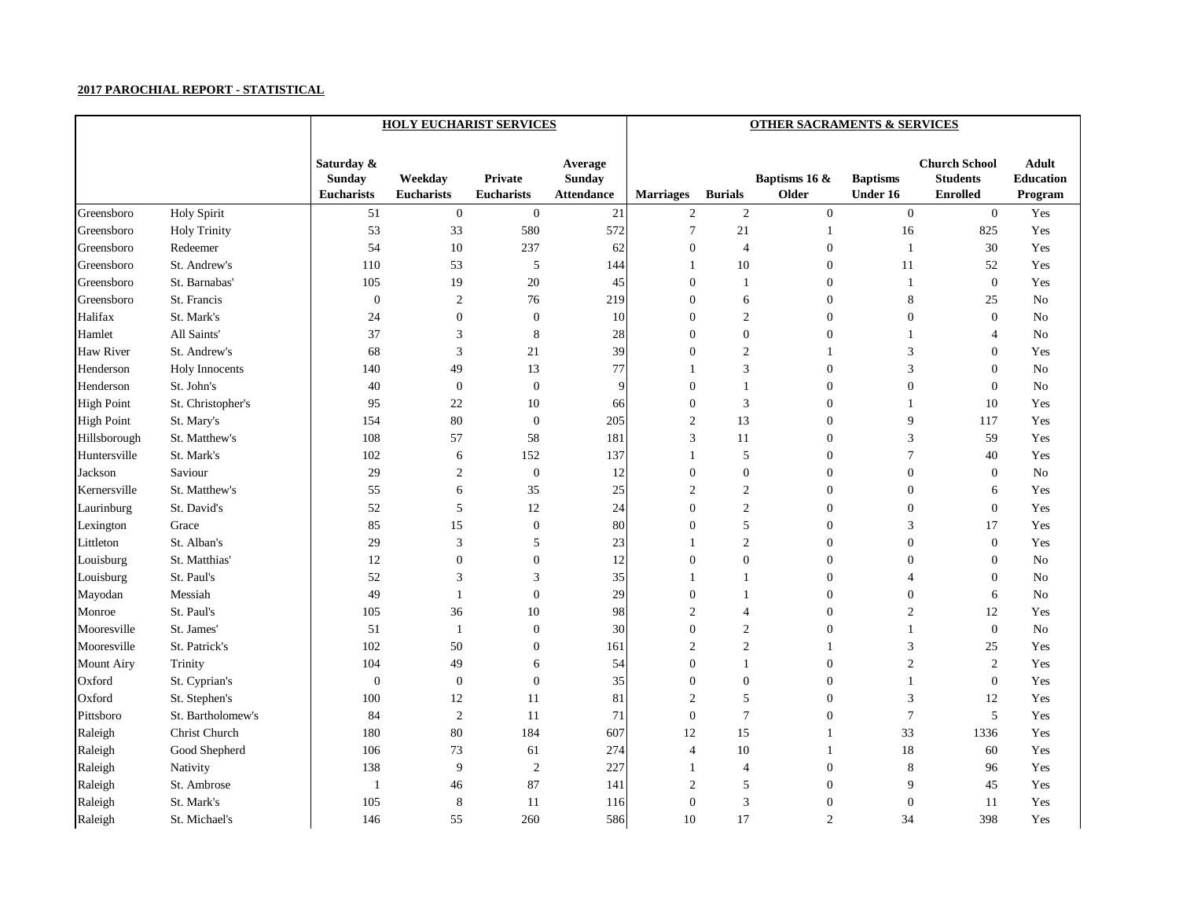**2017 PAROCHIAL REPORT - STATISTICAL**

| | | HOLY EUCHARIST SERVICES | | | | OTHER SACRAMENTS & SERVICES | | | | | |
|---|---|---|---|---|---|---|---|---|---|---|---|
| | | Saturday & Sunday Eucharists | Weekday Eucharists | Private Eucharists | Average Sunday Attendance | Marriages | Burials | Baptisms 16 & Older | Baptisms Under 16 | Church School Students Enrolled | Adult Education Program |
| Greensboro | Holy Spirit | 51 | 0 | 0 | 21 | 2 | 2 | 0 | 0 | 0 | Yes |
| Greensboro | Holy Trinity | 53 | 33 | 580 | 572 | 7 | 21 | 1 | 16 | 825 | Yes |
| Greensboro | Redeemer | 54 | 10 | 237 | 62 | 0 | 4 | 0 | 1 | 30 | Yes |
| Greensboro | St. Andrew's | 110 | 53 | 5 | 144 | 1 | 10 | 0 | 11 | 52 | Yes |
| Greensboro | St. Barnabas' | 105 | 19 | 20 | 45 | 0 | 1 | 0 | 1 | 0 | Yes |
| Greensboro | St. Francis | 0 | 2 | 76 | 219 | 0 | 6 | 0 | 8 | 25 | No |
| Halifax | St. Mark's | 24 | 0 | 0 | 10 | 0 | 2 | 0 | 0 | 0 | No |
| Hamlet | All Saints' | 37 | 3 | 8 | 28 | 0 | 0 | 0 | 1 | 4 | No |
| Haw River | St. Andrew's | 68 | 3 | 21 | 39 | 0 | 2 | 1 | 3 | 0 | Yes |
| Henderson | Holy Innocents | 140 | 49 | 13 | 77 | 1 | 3 | 0 | 3 | 0 | No |
| Henderson | St. John's | 40 | 0 | 0 | 9 | 0 | 1 | 0 | 0 | 0 | No |
| High Point | St. Christopher's | 95 | 22 | 10 | 66 | 0 | 3 | 0 | 1 | 10 | Yes |
| High Point | St. Mary's | 154 | 80 | 0 | 205 | 2 | 13 | 0 | 9 | 117 | Yes |
| Hillsborough | St. Matthew's | 108 | 57 | 58 | 181 | 3 | 11 | 0 | 3 | 59 | Yes |
| Huntersville | St. Mark's | 102 | 6 | 152 | 137 | 1 | 5 | 0 | 7 | 40 | Yes |
| Jackson | Saviour | 29 | 2 | 0 | 12 | 0 | 0 | 0 | 0 | 0 | No |
| Kernersville | St. Matthew's | 55 | 6 | 35 | 25 | 2 | 2 | 0 | 0 | 6 | Yes |
| Laurinburg | St. David's | 52 | 5 | 12 | 24 | 0 | 2 | 0 | 0 | 0 | Yes |
| Lexington | Grace | 85 | 15 | 0 | 80 | 0 | 5 | 0 | 3 | 17 | Yes |
| Littleton | St. Alban's | 29 | 3 | 5 | 23 | 1 | 2 | 0 | 0 | 0 | Yes |
| Louisburg | St. Matthias' | 12 | 0 | 0 | 12 | 0 | 0 | 0 | 0 | 0 | No |
| Louisburg | St. Paul's | 52 | 3 | 3 | 35 | 1 | 1 | 0 | 4 | 0 | No |
| Mayodan | Messiah | 49 | 1 | 0 | 29 | 0 | 1 | 0 | 0 | 6 | No |
| Monroe | St. Paul's | 105 | 36 | 10 | 98 | 2 | 4 | 0 | 2 | 12 | Yes |
| Mooresville | St. James' | 51 | 1 | 0 | 30 | 0 | 2 | 0 | 1 | 0 | No |
| Mooresville | St. Patrick's | 102 | 50 | 0 | 161 | 2 | 2 | 1 | 3 | 25 | Yes |
| Mount Airy | Trinity | 104 | 49 | 6 | 54 | 0 | 1 | 0 | 2 | 2 | Yes |
| Oxford | St. Cyprian's | 0 | 0 | 0 | 35 | 0 | 0 | 0 | 1 | 0 | Yes |
| Oxford | St. Stephen's | 100 | 12 | 11 | 81 | 2 | 5 | 0 | 3 | 12 | Yes |
| Pittsboro | St. Bartholomew's | 84 | 2 | 11 | 71 | 0 | 7 | 0 | 7 | 5 | Yes |
| Raleigh | Christ Church | 180 | 80 | 184 | 607 | 12 | 15 | 1 | 33 | 1336 | Yes |
| Raleigh | Good Shepherd | 106 | 73 | 61 | 274 | 4 | 10 | 1 | 18 | 60 | Yes |
| Raleigh | Nativity | 138 | 9 | 2 | 227 | 1 | 4 | 0 | 8 | 96 | Yes |
| Raleigh | St. Ambrose | 1 | 46 | 87 | 141 | 2 | 5 | 0 | 9 | 45 | Yes |
| Raleigh | St. Mark's | 105 | 8 | 11 | 116 | 0 | 3 | 0 | 0 | 11 | Yes |
| Raleigh | St. Michael's | 146 | 55 | 260 | 586 | 10 | 17 | 2 | 34 | 398 | Yes |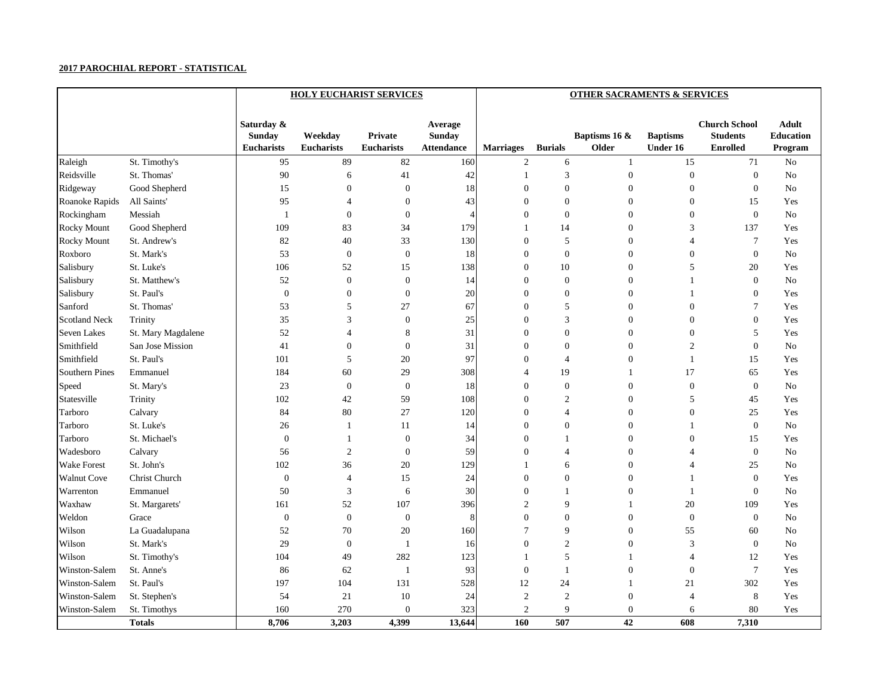**2017 PAROCHIAL REPORT - STATISTICAL**

| | | HOLY EUCHARIST SERVICES | | | | OTHER SACRAMENTS & SERVICES | | | | | |
|---|---|---|---|---|---|---|---|---|---|---|---|
| | | Saturday & Sunday Eucharists | Weekday Eucharists | Private Eucharists | Average Sunday Attendance | Marriages | Burials | Baptisms 16 & Older | Baptisms Under 16 | Church School Students Enrolled | Adult Education Program |
| Raleigh | St. Timothy's | 95 | 89 | 82 | 160 | 2 | 6 | 1 | 15 | 71 | No |
| Reidsville | St. Thomas' | 90 | 6 | 41 | 42 | 1 | 3 | 0 | 0 | 0 | No |
| Ridgeway | Good Shepherd | 15 | 0 | 0 | 18 | 0 | 0 | 0 | 0 | 0 | No |
| Roanoke Rapids | All Saints' | 95 | 4 | 0 | 43 | 0 | 0 | 0 | 0 | 15 | Yes |
| Rockingham | Messiah | 1 | 0 | 0 | 4 | 0 | 0 | 0 | 0 | 0 | No |
| Rocky Mount | Good Shepherd | 109 | 83 | 34 | 179 | 1 | 14 | 0 | 3 | 137 | Yes |
| Rocky Mount | St. Andrew's | 82 | 40 | 33 | 130 | 0 | 5 | 0 | 4 | 7 | Yes |
| Roxboro | St. Mark's | 53 | 0 | 0 | 18 | 0 | 0 | 0 | 0 | 0 | No |
| Salisbury | St. Luke's | 106 | 52 | 15 | 138 | 0 | 10 | 0 | 5 | 20 | Yes |
| Salisbury | St. Matthew's | 52 | 0 | 0 | 14 | 0 | 0 | 0 | 1 | 0 | No |
| Salisbury | St. Paul's | 0 | 0 | 0 | 20 | 0 | 0 | 0 | 1 | 0 | Yes |
| Sanford | St. Thomas' | 53 | 5 | 27 | 67 | 0 | 5 | 0 | 0 | 7 | Yes |
| Scotland Neck | Trinity | 35 | 3 | 0 | 25 | 0 | 3 | 0 | 0 | 0 | Yes |
| Seven Lakes | St. Mary Magdalene | 52 | 4 | 8 | 31 | 0 | 0 | 0 | 0 | 5 | Yes |
| Smithfield | San Jose Mission | 41 | 0 | 0 | 31 | 0 | 0 | 0 | 2 | 0 | No |
| Smithfield | St. Paul's | 101 | 5 | 20 | 97 | 0 | 4 | 0 | 1 | 15 | Yes |
| Southern Pines | Emmanuel | 184 | 60 | 29 | 308 | 4 | 19 | 1 | 17 | 65 | Yes |
| Speed | St. Mary's | 23 | 0 | 0 | 18 | 0 | 0 | 0 | 0 | 0 | No |
| Statesville | Trinity | 102 | 42 | 59 | 108 | 0 | 2 | 0 | 5 | 45 | Yes |
| Tarboro | Calvary | 84 | 80 | 27 | 120 | 0 | 4 | 0 | 0 | 25 | Yes |
| Tarboro | St. Luke's | 26 | 1 | 11 | 14 | 0 | 0 | 0 | 1 | 0 | No |
| Tarboro | St. Michael's | 0 | 1 | 0 | 34 | 0 | 1 | 0 | 0 | 15 | Yes |
| Wadesboro | Calvary | 56 | 2 | 0 | 59 | 0 | 4 | 0 | 4 | 0 | No |
| Wake Forest | St. John's | 102 | 36 | 20 | 129 | 1 | 6 | 0 | 4 | 25 | No |
| Walnut Cove | Christ Church | 0 | 4 | 15 | 24 | 0 | 0 | 0 | 1 | 0 | Yes |
| Warrenton | Emmanuel | 50 | 3 | 6 | 30 | 0 | 1 | 0 | 1 | 0 | No |
| Waxhaw | St. Margarets' | 161 | 52 | 107 | 396 | 2 | 9 | 1 | 20 | 109 | Yes |
| Weldon | Grace | 0 | 0 | 0 | 8 | 0 | 0 | 0 | 0 | 0 | No |
| Wilson | La Guadalupana | 52 | 70 | 20 | 160 | 7 | 9 | 0 | 55 | 60 | No |
| Wilson | St. Mark's | 29 | 0 | 1 | 16 | 0 | 2 | 0 | 3 | 0 | No |
| Wilson | St. Timothy's | 104 | 49 | 282 | 123 | 1 | 5 | 1 | 4 | 12 | Yes |
| Winston-Salem | St. Anne's | 86 | 62 | 1 | 93 | 0 | 1 | 0 | 0 | 7 | Yes |
| Winston-Salem | St. Paul's | 197 | 104 | 131 | 528 | 12 | 24 | 1 | 21 | 302 | Yes |
| Winston-Salem | St. Stephen's | 54 | 21 | 10 | 24 | 2 | 2 | 0 | 4 | 8 | Yes |
| Winston-Salem | St. Timothys | 160 | 270 | 0 | 323 | 2 | 9 | 0 | 6 | 80 | Yes |
| | **Totals** | **8,706** | **3,203** | **4,399** | **13,644** | **160** | **507** | **42** | **608** | **7,310** | |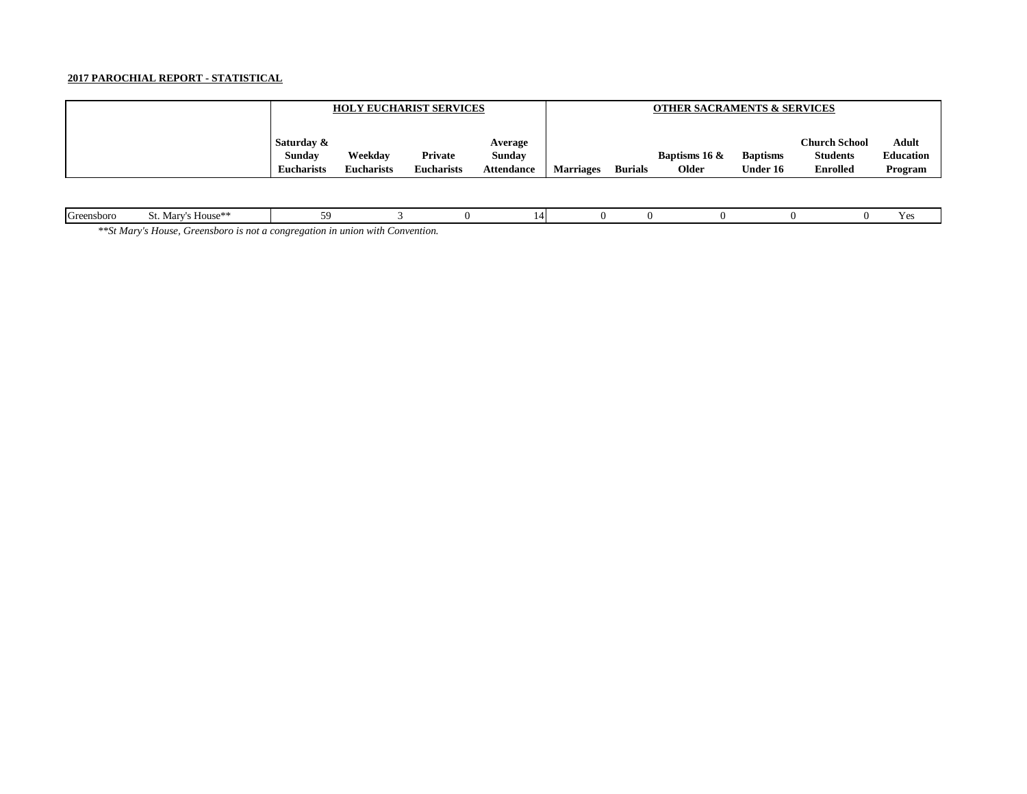**2017 PAROCHIAL REPORT - STATISTICAL**

| | | HOLY EUCHARIST SERVICES | | | | OTHER SACRAMENTS & SERVICES | | | | | |
|---|---|---|---|---|---|---|---|---|---|---|---|
| | | Saturday & Sunday Eucharists | Weekday Eucharists | Private Eucharists | Average Sunday Attendance | Marriages | Burials | Baptisms 16 & Older | Baptisms Under 16 | Church School Students Enrolled | Adult Education Program |
| Greensboro | St. Mary's House** | 59 | 3 | 0 | 14 | 0 | 0 | 0 | 0 | 0 | Yes |

*\*\*St Mary's House, Greensboro is not a congregation in union with Convention.*